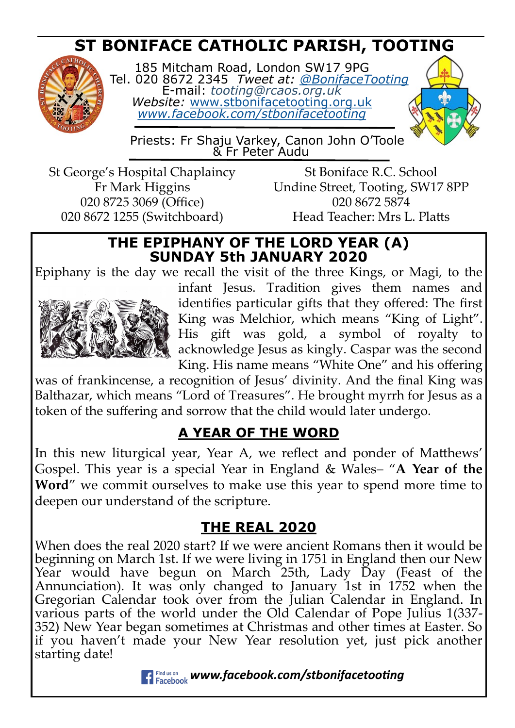# ST BONIFACE CATHOLIC PARISH, TOOTING

185 Mitcham Road, London SW17 9PG
Tel. 020 8672 2345 *Tweet at: @BonifaceTooting*
E-mail: *tooting@rcaos.org.uk*
*Website:* www.stbonifacetooting.org.uk
*www.facebook.com/stbonifacetooting*

Priests: Fr Shaju Varkey, Canon John O'Toole & Fr Peter Audu

St George's Hospital Chaplaincy
Fr Mark Higgins
020 8725 3069 (Office)
020 8672 1255 (Switchboard)

St Boniface R.C. School
Undine Street, Tooting, SW17 8PP
020 8672 5874
Head Teacher: Mrs L. Platts

## THE EPIPHANY OF THE LORD YEAR (A)
## SUNDAY 5th JANUARY 2020

Epiphany is the day we recall the visit of the three Kings, or Magi, to the infant Jesus. Tradition gives them names and identifies particular gifts that they offered: The first King was Melchior, which means "King of Light". His gift was gold, a symbol of royalty to acknowledge Jesus as kingly. Caspar was the second King. His name means "White One" and his offering was of frankincense, a recognition of Jesus' divinity. And the final King was Balthazar, which means "Lord of Treasures". He brought myrrh for Jesus as a token of the suffering and sorrow that the child would later undergo.

## A YEAR OF THE WORD

In this new liturgical year, Year A, we reflect and ponder of Matthews' Gospel. This year is a special Year in England & Wales– "**A Year of the Word**" we commit ourselves to make use this year to spend more time to deepen our understand of the scripture.

## THE REAL 2020

When does the real 2020 start? If we were ancient Romans then it would be beginning on March 1st. If we were living in 1751 in England then our New Year would have begun on March 25th, Lady Day (Feast of the Annunciation). It was only changed to January 1st in 1752 when the Gregorian Calendar took over from the Julian Calendar in England. In various parts of the world under the Old Calendar of Pope Julius 1(337-352) New Year began sometimes at Christmas and other times at Easter. So if you haven't made your New Year resolution yet, just pick another starting date!

Find us on Facebook ***www.facebook.com/stbonifacetooting***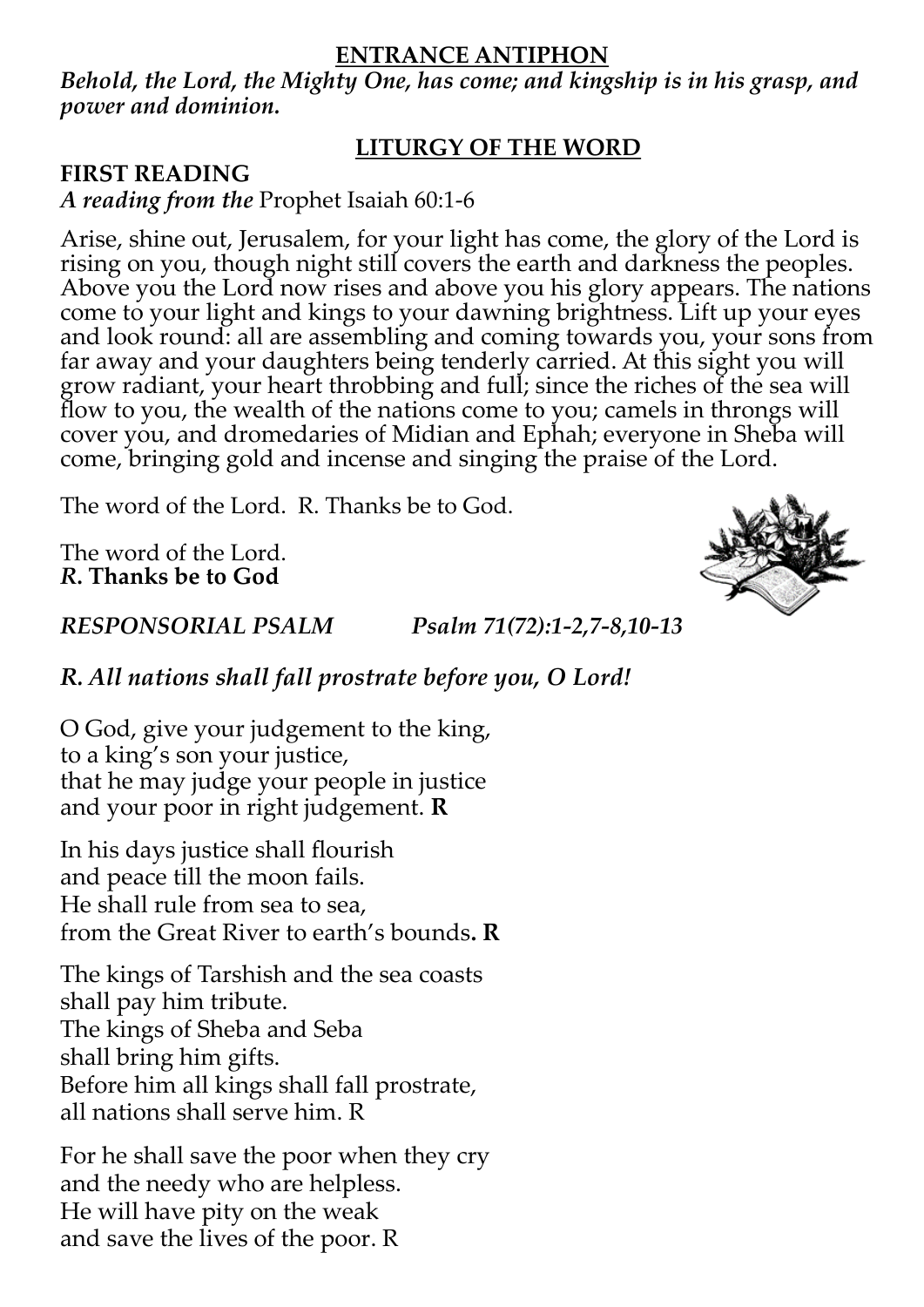## ENTRANCE ANTIPHON

***Behold, the Lord, the Mighty One, has come; and kingship is in his grasp, and power and dominion.***

## LITURGY OF THE WORD

**FIRST READING**

***A reading from the*** Prophet Isaiah 60:1-6

Arise, shine out, Jerusalem, for your light has come, the glory of the Lord is rising on you, though night still covers the earth and darkness the peoples. Above you the Lord now rises and above you his glory appears. The nations come to your light and kings to your dawning brightness. Lift up your eyes and look round: all are assembling and coming towards you, your sons from far away and your daughters being tenderly carried. At this sight you will grow radiant, your heart throbbing and full; since the riches of the sea will flow to you, the wealth of the nations come to you; camels in throngs will cover you, and dromedaries of Midian and Ephah; everyone in Sheba will come, bringing gold and incense and singing the praise of the Lord.

The word of the Lord. R. Thanks be to God.

The word of the Lord.
***R.* Thanks be to God**

***RESPONSORIAL PSALM*** *Psalm 71(72):1-2,7-8,10-13*

***R. All nations shall fall prostrate before you, O Lord!***

O God, give your judgement to the king,
to a king's son your justice,
that he may judge your people in justice
and your poor in right judgement. **R**

In his days justice shall flourish
and peace till the moon fails.
He shall rule from sea to sea,
from the Great River to earth's bounds**. R**

The kings of Tarshish and the sea coasts
shall pay him tribute.
The kings of Sheba and Seba
shall bring him gifts.
Before him all kings shall fall prostrate,
all nations shall serve him. R

For he shall save the poor when they cry
and the needy who are helpless.
He will have pity on the weak
and save the lives of the poor. R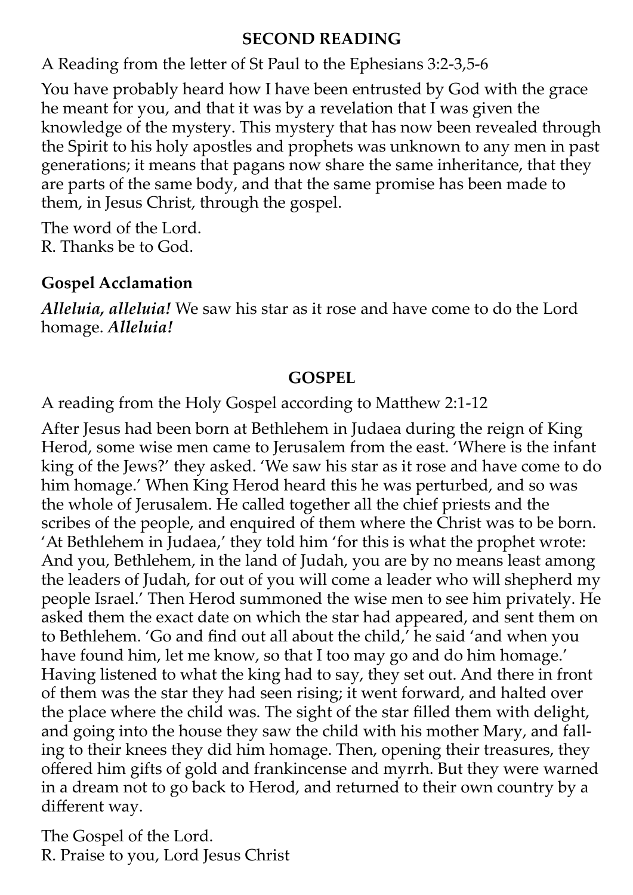## SECOND READING

A Reading from the letter of St Paul to the Ephesians 3:2-3,5-6

You have probably heard how I have been entrusted by God with the grace he meant for you, and that it was by a revelation that I was given the knowledge of the mystery. This mystery that has now been revealed through the Spirit to his holy apostles and prophets was unknown to any men in past generations; it means that pagans now share the same inheritance, that they are parts of the same body, and that the same promise has been made to them, in Jesus Christ, through the gospel.

The word of the Lord.
R. Thanks be to God.

### Gospel Acclamation

***Alleluia, alleluia!*** We saw his star as it rose and have come to do the Lord homage. ***Alleluia!***

## GOSPEL

A reading from the Holy Gospel according to Matthew 2:1-12

After Jesus had been born at Bethlehem in Judaea during the reign of King Herod, some wise men came to Jerusalem from the east. 'Where is the infant king of the Jews?' they asked. 'We saw his star as it rose and have come to do him homage.' When King Herod heard this he was perturbed, and so was the whole of Jerusalem. He called together all the chief priests and the scribes of the people, and enquired of them where the Christ was to be born. 'At Bethlehem in Judaea,' they told him 'for this is what the prophet wrote: And you, Bethlehem, in the land of Judah, you are by no means least among the leaders of Judah, for out of you will come a leader who will shepherd my people Israel.' Then Herod summoned the wise men to see him privately. He asked them the exact date on which the star had appeared, and sent them on to Bethlehem. 'Go and find out all about the child,' he said 'and when you have found him, let me know, so that I too may go and do him homage.' Having listened to what the king had to say, they set out. And there in front of them was the star they had seen rising; it went forward, and halted over the place where the child was. The sight of the star filled them with delight, and going into the house they saw the child with his mother Mary, and falling to their knees they did him homage. Then, opening their treasures, they offered him gifts of gold and frankincense and myrrh. But they were warned in a dream not to go back to Herod, and returned to their own country by a different way.

The Gospel of the Lord.
R. Praise to you, Lord Jesus Christ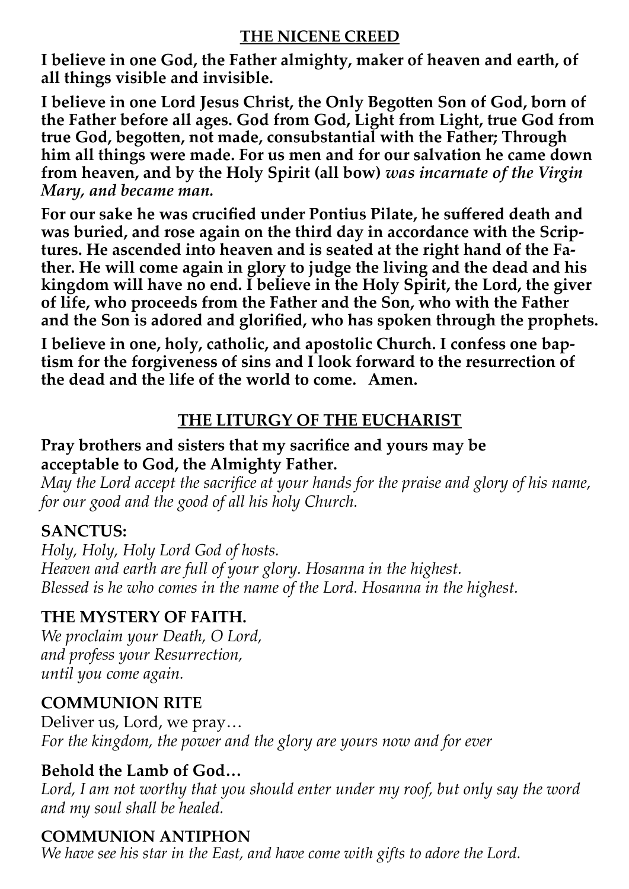## THE NICENE CREED

**I believe in one God, the Father almighty, maker of heaven and earth, of all things visible and invisible.**

**I believe in one Lord Jesus Christ, the Only Begotten Son of God, born of the Father before all ages. God from God, Light from Light, true God from true God, begotten, not made, consubstantial with the Father; Through him all things were made. For us men and for our salvation he came down from heaven, and by the Holy Spirit (all bow)** ***was incarnate of the Virgin Mary, and became man.***

**For our sake he was crucified under Pontius Pilate, he suffered death and was buried, and rose again on the third day in accordance with the Scriptures. He ascended into heaven and is seated at the right hand of the Father. He will come again in glory to judge the living and the dead and his kingdom will have no end. I believe in the Holy Spirit, the Lord, the giver of life, who proceeds from the Father and the Son, who with the Father and the Son is adored and glorified, who has spoken through the prophets.**

**I believe in one, holy, catholic, and apostolic Church. I confess one baptism for the forgiveness of sins and I look forward to the resurrection of the dead and the life of the world to come. Amen.**

## THE LITURGY OF THE EUCHARIST

**Pray brothers and sisters that my sacrifice and yours may be acceptable to God, the Almighty Father.**

*May the Lord accept the sacrifice at your hands for the praise and glory of his name, for our good and the good of all his holy Church.*

### SANCTUS:

*Holy, Holy, Holy Lord God of hosts.*
*Heaven and earth are full of your glory. Hosanna in the highest.*
*Blessed is he who comes in the name of the Lord. Hosanna in the highest.*

### THE MYSTERY OF FAITH.

*We proclaim your Death, O Lord,*
*and profess your Resurrection,*
*until you come again.*

### COMMUNION RITE

Deliver us, Lord, we pray…
*For the kingdom, the power and the glory are yours now and for ever*

### Behold the Lamb of God…

*Lord, I am not worthy that you should enter under my roof, but only say the word and my soul shall be healed.*

### COMMUNION ANTIPHON

*We have see his star in the East, and have come with gifts to adore the Lord.*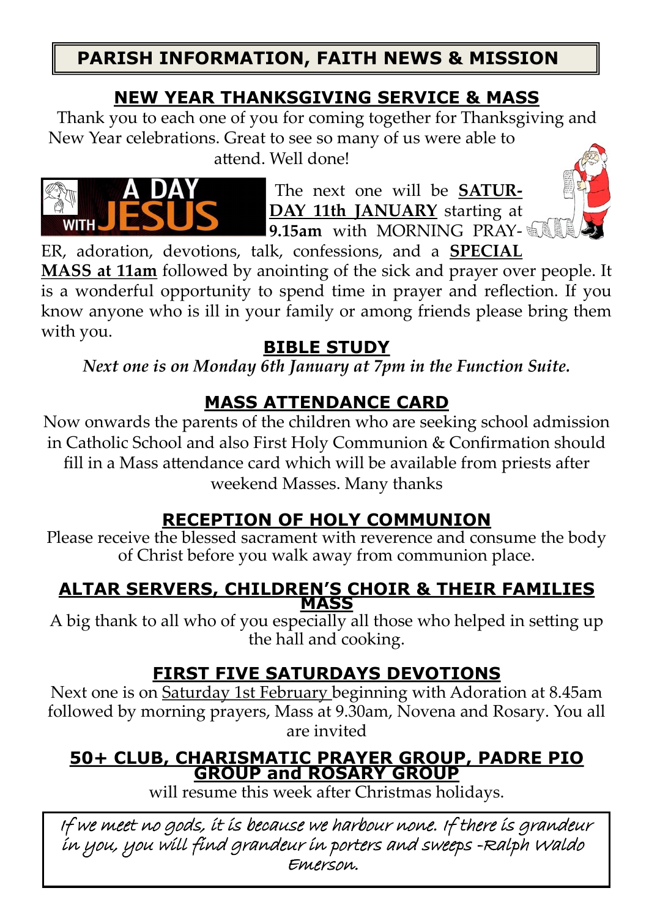# PARISH INFORMATION, FAITH NEWS & MISSION

## NEW YEAR THANKSGIVING SERVICE & MASS

Thank you to each one of you for coming together for Thanksgiving and New Year celebrations. Great to see so many of us were able to attend. Well done!

A DAY WITH JESUS

The next one will be **SATURDAY 11th JANUARY** starting at **9.15am** with MORNING PRAYER, adoration, devotions, talk, confessions, and a **SPECIAL MASS at 11am** followed by anointing of the sick and prayer over people. It is a wonderful opportunity to spend time in prayer and reflection. If you know anyone who is ill in your family or among friends please bring them with you.

## BIBLE STUDY

*Next one is on Monday 6th January at 7pm in the Function Suite.*

## MASS ATTENDANCE CARD

Now onwards the parents of the children who are seeking school admission in Catholic School and also First Holy Communion & Confirmation should fill in a Mass attendance card which will be available from priests after weekend Masses. Many thanks

## RECEPTION OF HOLY COMMUNION

Please receive the blessed sacrament with reverence and consume the body of Christ before you walk away from communion place.

## ALTAR SERVERS, CHILDREN'S CHOIR & THEIR FAMILIES MASS

A big thank to all who of you especially all those who helped in setting up the hall and cooking.

## FIRST FIVE SATURDAYS DEVOTIONS

Next one is on Saturday 1st February beginning with Adoration at 8.45am followed by morning prayers, Mass at 9.30am, Novena and Rosary. You all are invited

## 50+ CLUB, CHARISMATIC PRAYER GROUP, PADRE PIO GROUP and ROSARY GROUP

will resume this week after Christmas holidays.

*If we meet no gods, it is because we harbour none. If there is grandeur in you, you will find grandeur in porters and sweeps -Ralph Waldo Emerson.*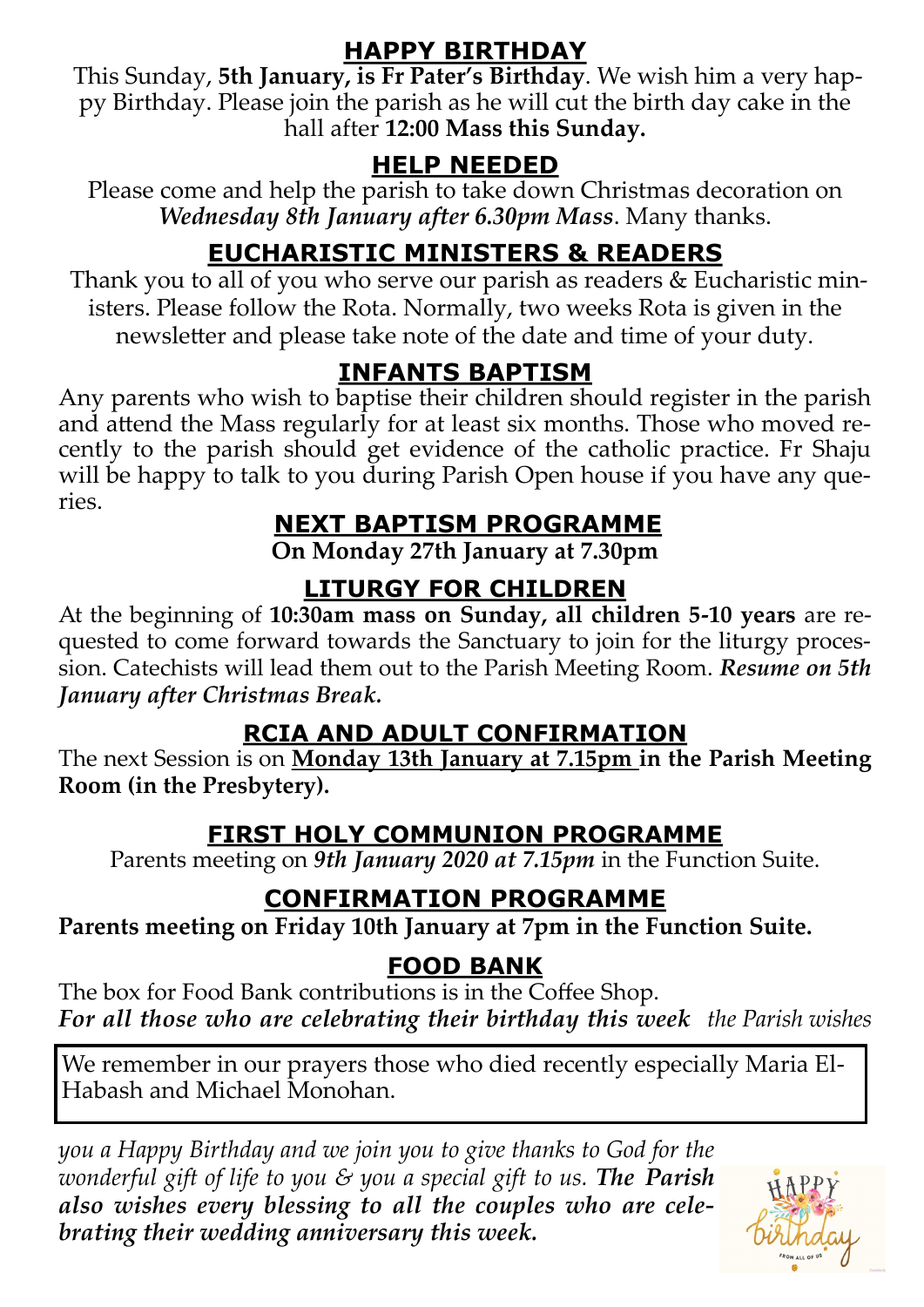## HAPPY BIRTHDAY

This Sunday, **5th January, is Fr Pater's Birthday**. We wish him a very happy Birthday. Please join the parish as he will cut the birth day cake in the hall after **12:00 Mass this Sunday.**

## HELP NEEDED

Please come and help the parish to take down Christmas decoration on *Wednesday 8th January after 6.30pm Mass*. Many thanks.

## EUCHARISTIC MINISTERS & READERS

Thank you to all of you who serve our parish as readers & Eucharistic ministers. Please follow the Rota. Normally, two weeks Rota is given in the newsletter and please take note of the date and time of your duty.

## INFANTS BAPTISM

Any parents who wish to baptise their children should register in the parish and attend the Mass regularly for at least six months. Those who moved recently to the parish should get evidence of the catholic practice. Fr Shaju will be happy to talk to you during Parish Open house if you have any queries.

## NEXT BAPTISM PROGRAMME

**On Monday 27th January at 7.30pm**

## LITURGY FOR CHILDREN

At the beginning of **10:30am mass on Sunday, all children 5-10 years** are requested to come forward towards the Sanctuary to join for the liturgy procession. Catechists will lead them out to the Parish Meeting Room. ***Resume on 5th January after Christmas Break.***

## RCIA AND ADULT CONFIRMATION

The next Session is on **Monday 13th January at 7.15pm in the Parish Meeting Room (in the Presbytery).**

## FIRST HOLY COMMUNION PROGRAMME

Parents meeting on *9th January 2020 at 7.15pm* in the Function Suite.

## CONFIRMATION PROGRAMME

**Parents meeting on Friday 10th January at 7pm in the Function Suite.**

## FOOD BANK

The box for Food Bank contributions is in the Coffee Shop.

***For all those who are celebrating their birthday this week*** *the Parish wishes you a Happy Birthday and we join you to give thanks to God for the wonderful gift of life to you & you a special gift to us.* ***The Parish also wishes every blessing to all the couples who are celebrating their wedding anniversary this week.***

We remember in our prayers those who died recently especially Maria El-Habash and Michael Monohan.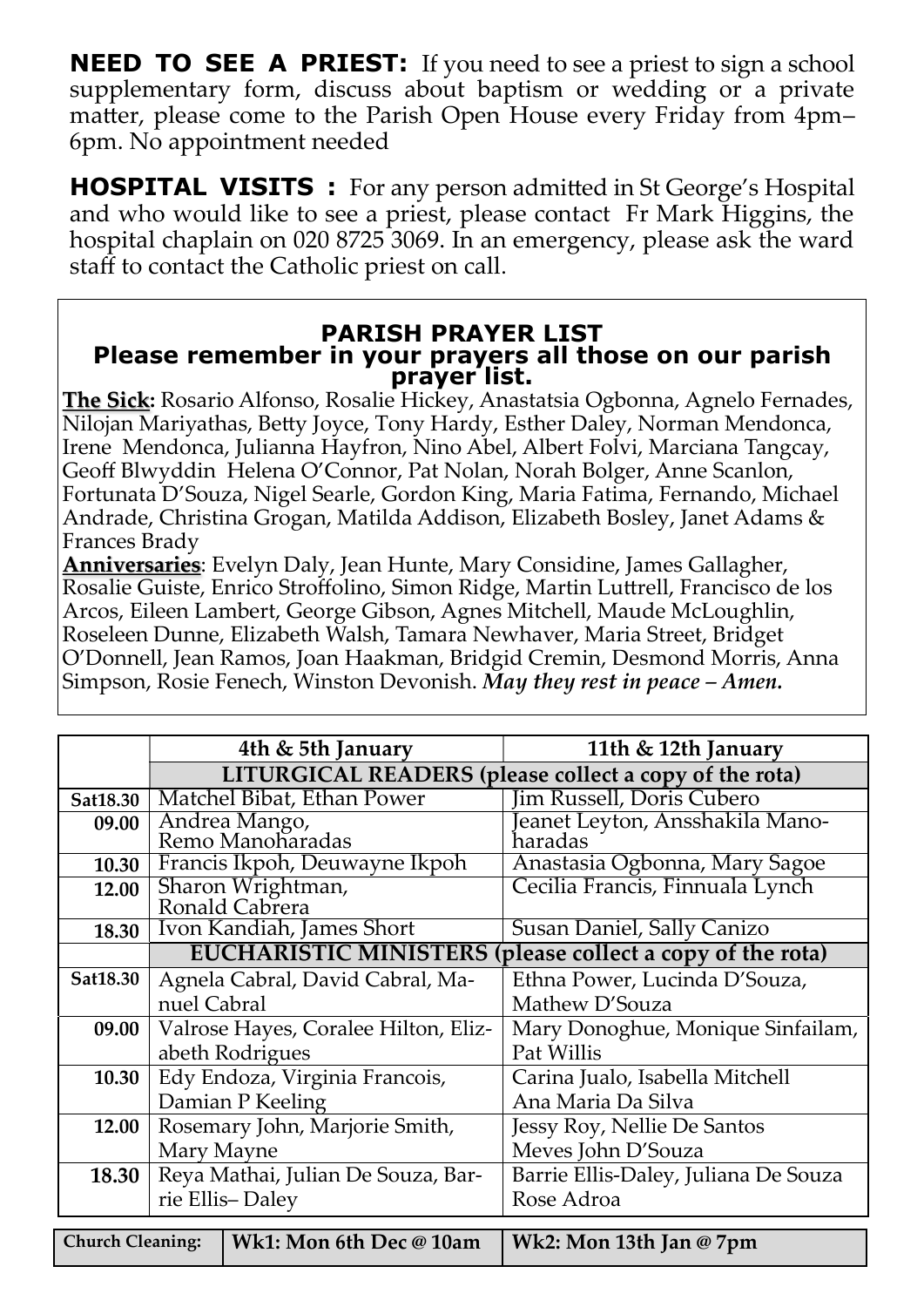**NEED TO SEE A PRIEST:** If you need to see a priest to sign a school supplementary form, discuss about baptism or wedding or a private matter, please come to the Parish Open House every Friday from 4pm–6pm. No appointment needed

**HOSPITAL VISITS :** For any person admitted in St George's Hospital and who would like to see a priest, please contact Fr Mark Higgins, the hospital chaplain on 020 8725 3069. In an emergency, please ask the ward staff to contact the Catholic priest on call.

## PARISH PRAYER LIST

**Please remember in your prayers all those on our parish prayer list.**

**The Sick:** Rosario Alfonso, Rosalie Hickey, Anastatsia Ogbonna, Agnelo Fernades, Nilojan Mariyathas, Betty Joyce, Tony Hardy, Esther Daley, Norman Mendonca, Irene Mendonca, Julianna Hayfron, Nino Abel, Albert Folvi, Marciana Tangcay, Geoff Blwyddin Helena O'Connor, Pat Nolan, Norah Bolger, Anne Scanlon, Fortunata D'Souza, Nigel Searle, Gordon King, Maria Fatima, Fernando, Michael Andrade, Christina Grogan, Matilda Addison, Elizabeth Bosley, Janet Adams & Frances Brady

**Anniversaries**: Evelyn Daly, Jean Hunte, Mary Considine, James Gallagher, Rosalie Guiste, Enrico Stroffolino, Simon Ridge, Martin Luttrell, Francisco de los Arcos, Eileen Lambert, George Gibson, Agnes Mitchell, Maude McLoughlin, Roseleen Dunne, Elizabeth Walsh, Tamara Newhaver, Maria Street, Bridget O'Donnell, Jean Ramos, Joan Haakman, Bridgid Cremin, Desmond Morris, Anna Simpson, Rosie Fenech, Winston Devonish. ***May they rest in peace – Amen.***

| | 4th & 5th January | 11th & 12th January |
|---|---|---|
| | **LITURGICAL READERS (please collect a copy of the rota)** | |
| Sat18.30 | Matchel Bibat, Ethan Power | Jim Russell, Doris Cubero |
| 09.00 | Andrea Mango, Remo Manoharadas | Jeanet Leyton, Ansshakila Manoharadas |
| 10.30 | Francis Ikpoh, Deuwayne Ikpoh | Anastasia Ogbonna, Mary Sagoe |
| 12.00 | Sharon Wrightman, Ronald Cabrera | Cecilia Francis, Finnuala Lynch |
| 18.30 | Ivon Kandiah, James Short | Susan Daniel, Sally Canizo |
| | **EUCHARISTIC MINISTERS (please collect a copy of the rota)** | |
| Sat18.30 | Agnela Cabral, David Cabral, Manuel Cabral | Ethna Power, Lucinda D'Souza, Mathew D'Souza |
| 09.00 | Valrose Hayes, Coralee Hilton, Elizabeth Rodrigues | Mary Donoghue, Monique Sinfailam, Pat Willis |
| 10.30 | Edy Endoza, Virginia Francois, Damian P Keeling | Carina Jualo, Isabella Mitchell Ana Maria Da Silva |
| 12.00 | Rosemary John, Marjorie Smith, Mary Mayne | Jessy Roy, Nellie De Santos Meves John D'Souza |
| 18.30 | Reya Mathai, Julian De Souza, Barrie Ellis– Daley | Barrie Ellis-Daley, Juliana De Souza Rose Adroa |

| Church Cleaning: | Wk1: Mon 6th Dec @ 10am | Wk2: Mon 13th Jan @ 7pm |
|---|---|---|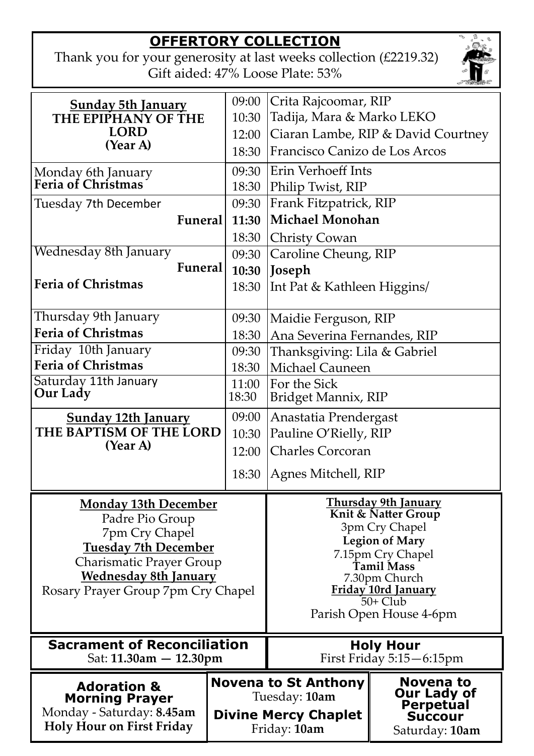## OFFERTORY COLLECTION

Thank you for your generosity at last weeks collection (£2219.32)
Gift aided: 47% Loose Plate: 53%

| | | |
|---|---|---|
| **Sunday 5th January** **THE EPIPHANY OF THE LORD (Year A)** | 09:00 | Crita Rajcoomar, RIP |
| | 10:30 | Tadija, Mara & Marko LEKO |
| | 12:00 | Ciaran Lambe, RIP & David Courtney |
| | 18:30 | Francisco Canizo de Los Arcos |
| Monday 6th January **Feria of Christmas** | 09:30 | Erin Verhoeff Ints |
| | 18:30 | Philip Twist, RIP |
| Tuesday 7th December | 09:30 | Frank Fitzpatrick, RIP |
| **Funeral** | **11:30** | **Michael Monohan** |
| | 18:30 | Christy Cowan |
| Wednesday 8th January | 09:30 | Caroline Cheung, RIP |
| **Funeral** | **10:30** | **Joseph** |
| **Feria of Christmas** | 18:30 | Int Pat & Kathleen Higgins/ |
| Thursday 9th January | 09:30 | Maidie Ferguson, RIP |
| **Feria of Christmas** | 18:30 | Ana Severina Fernandes, RIP |
| Friday 10th January | 09:30 | Thanksgiving: Lila & Gabriel |
| **Feria of Christmas** | 18:30 | Michael Cauneen |
| Saturday 11th January **Our Lady** | 11:00 | For the Sick |
| | 18:30 | Bridget Mannix, RIP |
| **Sunday 12th January** **THE BAPTISM OF THE LORD (Year A)** | 09:00 | Anastatia Prendergast |
| | 10:30 | Pauline O'Rielly, RIP |
| | 12:00 | Charles Corcoran |
| | 18:30 | Agnes Mitchell, RIP |

**Monday 13th December**
Padre Pio Group
7pm Cry Chapel

**Tuesday 7th December**
Charismatic Prayer Group

**Wednesday 8th January**
Rosary Prayer Group 7pm Cry Chapel

**Thursday 9th January**
**Knit & Natter Group**
3pm Cry Chapel
**Legion of Mary**
7.15pm Cry Chapel
**Tamil Mass**
7.30pm Church

**Friday 10rd January**
50+ Club
Parish Open House 4-6pm

**Sacrament of Reconciliation**
Sat: **11.30am — 12.30pm**

**Holy Hour**
First Friday 5:15—6:15pm

**Adoration & Morning Prayer**
Monday - Saturday: **8.45am**
**Holy Hour on First Friday**

**Novena to St Anthony**
Tuesday: **10am**

**Divine Mercy Chaplet**
Friday: **10am**

**Novena to Our Lady of Perpetual Succour**
Saturday: **10am**